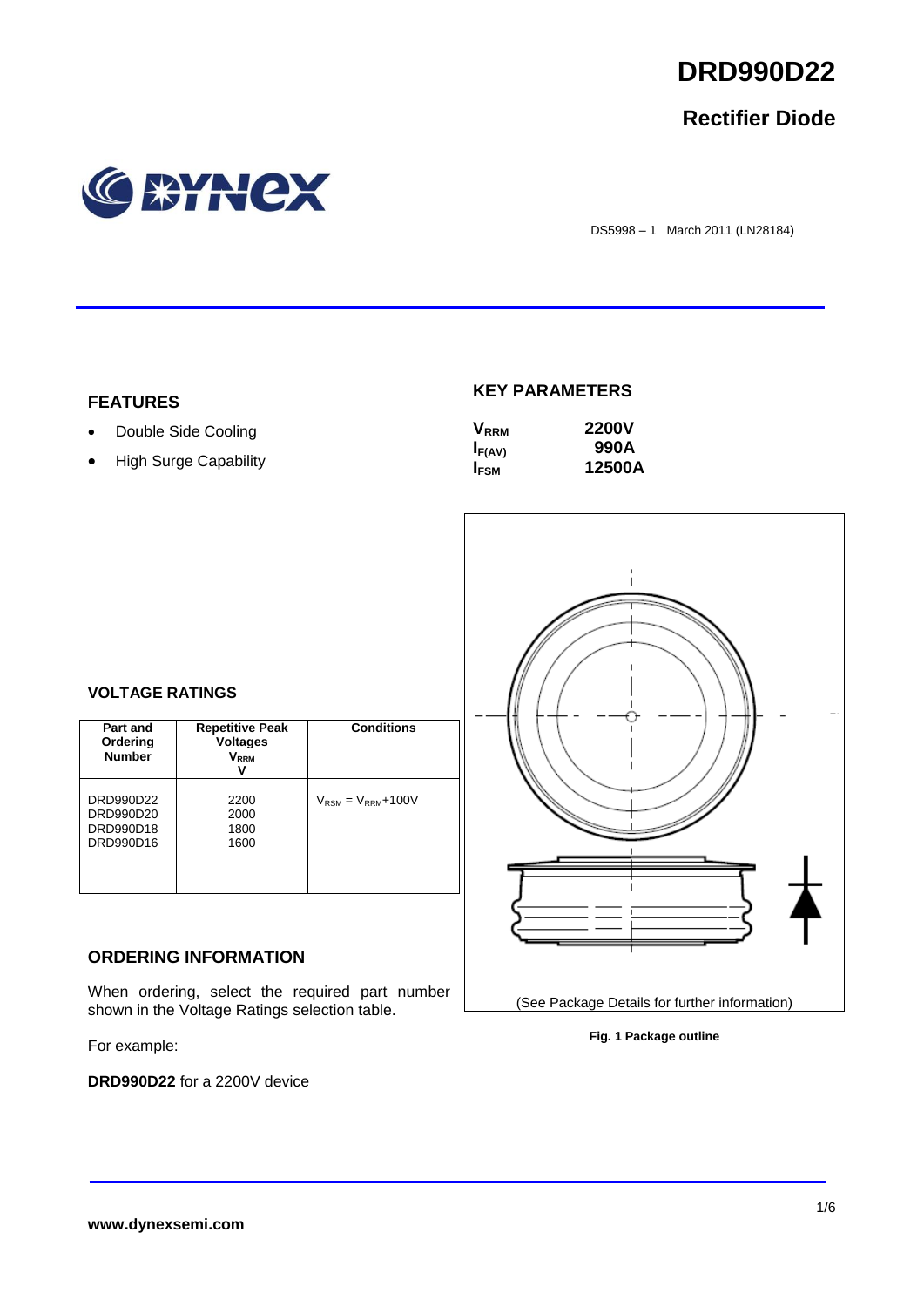# DRD990D22

## Rectifier Diode

DS5998 – 1 March 2011 (LN28184)

## FEATURES

- Double Side Cooling
- High Surge Capability

## KEY PARAMETERS

| | |
|---|---|
| $V_{RRM}$ | 2200V |
| $I_{F(AV)}$ | 990A |
| $I_{FSM}$ | 12500A |

## VOLTAGE RATINGS

| Part and Ordering Number | Repetitive Peak Voltages $V_{RRM}$ V | Conditions |
|---|---|---|
| DRD990D22<br>DRD990D20<br>DRD990D18<br>DRD990D16 | 2200<br>2000<br>1800<br>1600 | $V_{RSM} = V_{RRM}$+100V |

## ORDERING INFORMATION

When ordering, select the required part number shown in the Voltage Ratings selection table.

For example:

**DRD990D22** for a 2200V device

(See Package Details for further information)

**Fig. 1 Package outline**

**www.dynexsemi.com**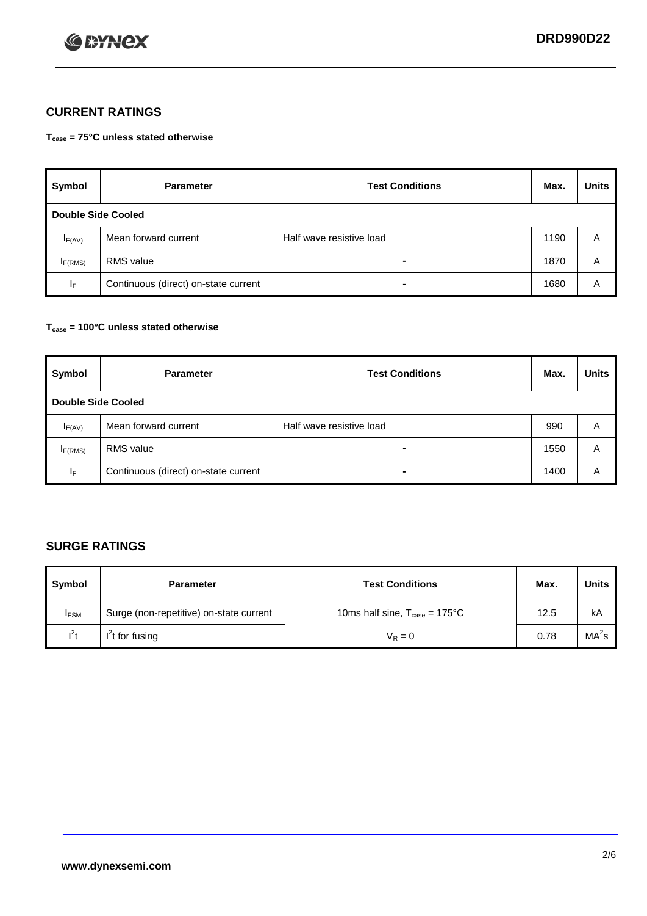## CURRENT RATINGS

**$T_{case}$ = 75°C unless stated otherwise**

| Symbol | Parameter | Test Conditions | Max. | Units |
|---|---|---|---|---|
| **Double Side Cooled** | | | | |
| $I_{F(AV)}$ | Mean forward current | Half wave resistive load | 1190 | A |
| $I_{F(RMS)}$ | RMS value | - | 1870 | A |
| $I_F$ | Continuous (direct) on-state current | - | 1680 | A |

**$T_{case}$ = 100°C unless stated otherwise**

| Symbol | Parameter | Test Conditions | Max. | Units |
|---|---|---|---|---|
| **Double Side Cooled** | | | | |
| $I_{F(AV)}$ | Mean forward current | Half wave resistive load | 990 | A |
| $I_{F(RMS)}$ | RMS value | - | 1550 | A |
| $I_F$ | Continuous (direct) on-state current | - | 1400 | A |

## SURGE RATINGS

| Symbol | Parameter | Test Conditions | Max. | Units |
|---|---|---|---|---|
| $I_{FSM}$ | Surge (non-repetitive) on-state current | 10ms half sine, $T_{case}$ = 175°C | 12.5 | kA |
| $I^2t$ | $I^2t$ for fusing | $V_R = 0$ | 0.78 | $MA^2s$ |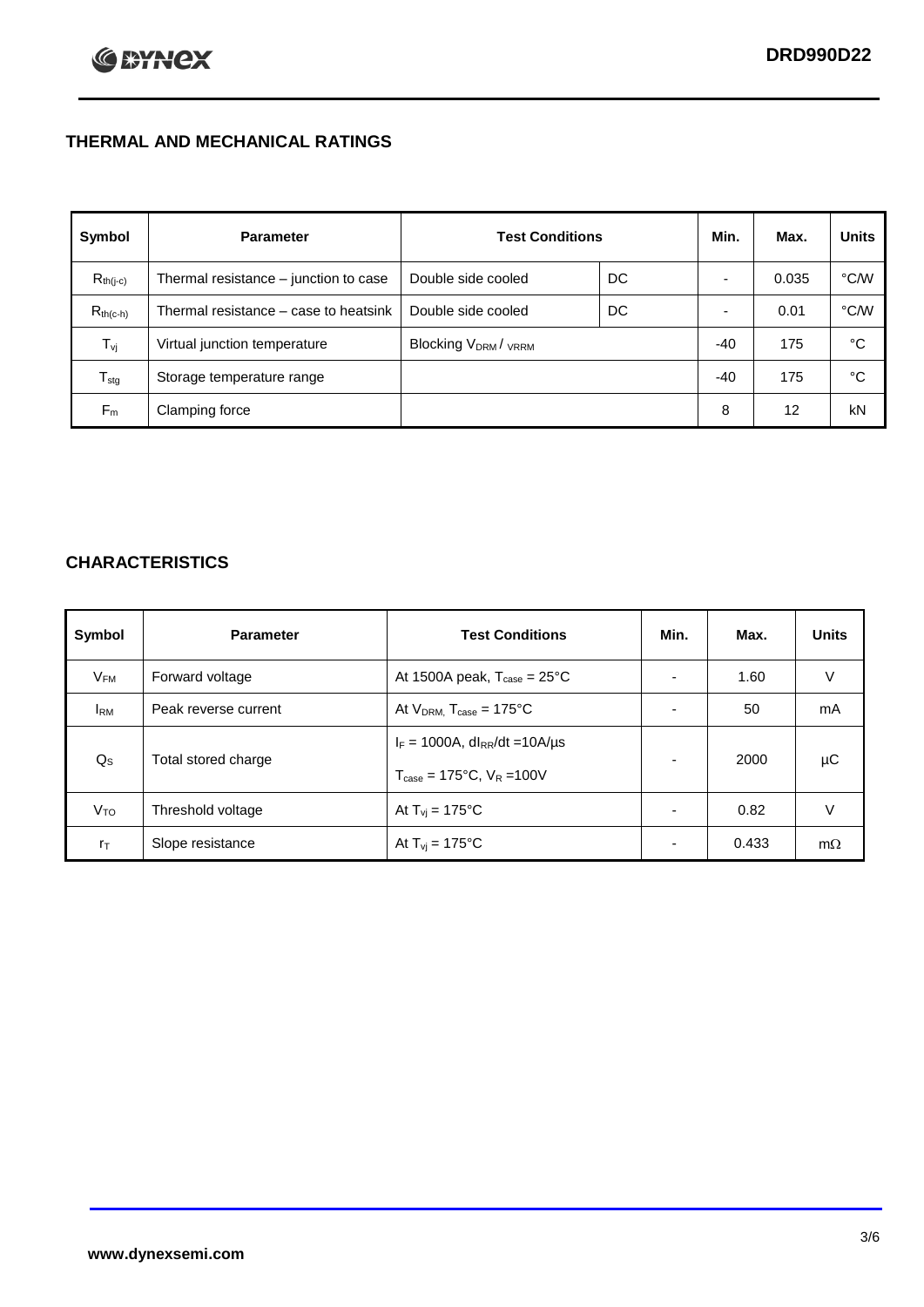## THERMAL AND MECHANICAL RATINGS

| Symbol | Parameter | Test Conditions | | Min. | Max. | Units |
|---|---|---|---|---|---|---|
| $R_{th(j-c)}$ | Thermal resistance – junction to case | Double side cooled | DC | - | 0.035 | °C/W |
| $R_{th(c-h)}$ | Thermal resistance – case to heatsink | Double side cooled | DC | - | 0.01 | °C/W |
| $T_{vj}$ | Virtual junction temperature | Blocking $V_{DRM}$ / $V_{RRM}$ | | -40 | 175 | °C |
| $T_{stg}$ | Storage temperature range | | | -40 | 175 | °C |
| $F_m$ | Clamping force | | | 8 | 12 | kN |

## CHARACTERISTICS

| Symbol | Parameter | Test Conditions | Min. | Max. | Units |
|---|---|---|---|---|---|
| $V_{FM}$ | Forward voltage | At 1500A peak, $T_{case}$ = 25°C | - | 1.60 | V |
| $I_{RM}$ | Peak reverse current | At $V_{DRM}$, $T_{case}$ = 175°C | - | 50 | mA |
| $Q_S$ | Total stored charge | $I_F$ = 1000A, $dI_{RR}/dt$ =10A/µs<br>$T_{case}$ = 175°C, $V_R$ =100V | - | 2000 | µC |
| $V_{TO}$ | Threshold voltage | At $T_{vj}$ = 175°C | - | 0.82 | V |
| $r_T$ | Slope resistance | At $T_{vj}$ = 175°C | - | 0.433 | mΩ |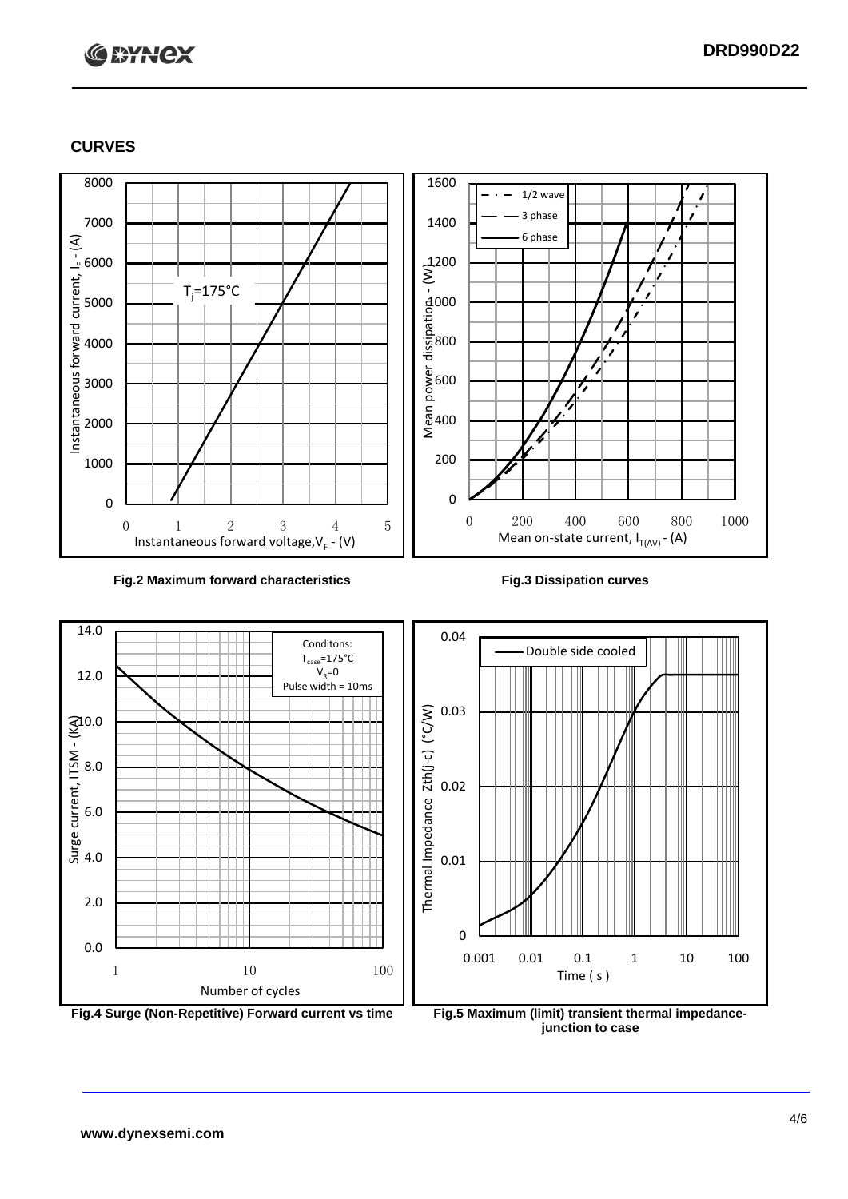## CURVES

**Fig.2 Maximum forward characteristics**

**Fig.3 Dissipation curves**

**Fig.4 Surge (Non-Repetitive) Forward current vs time**

**Fig.5 Maximum (limit) transient thermal impedance-junction to case**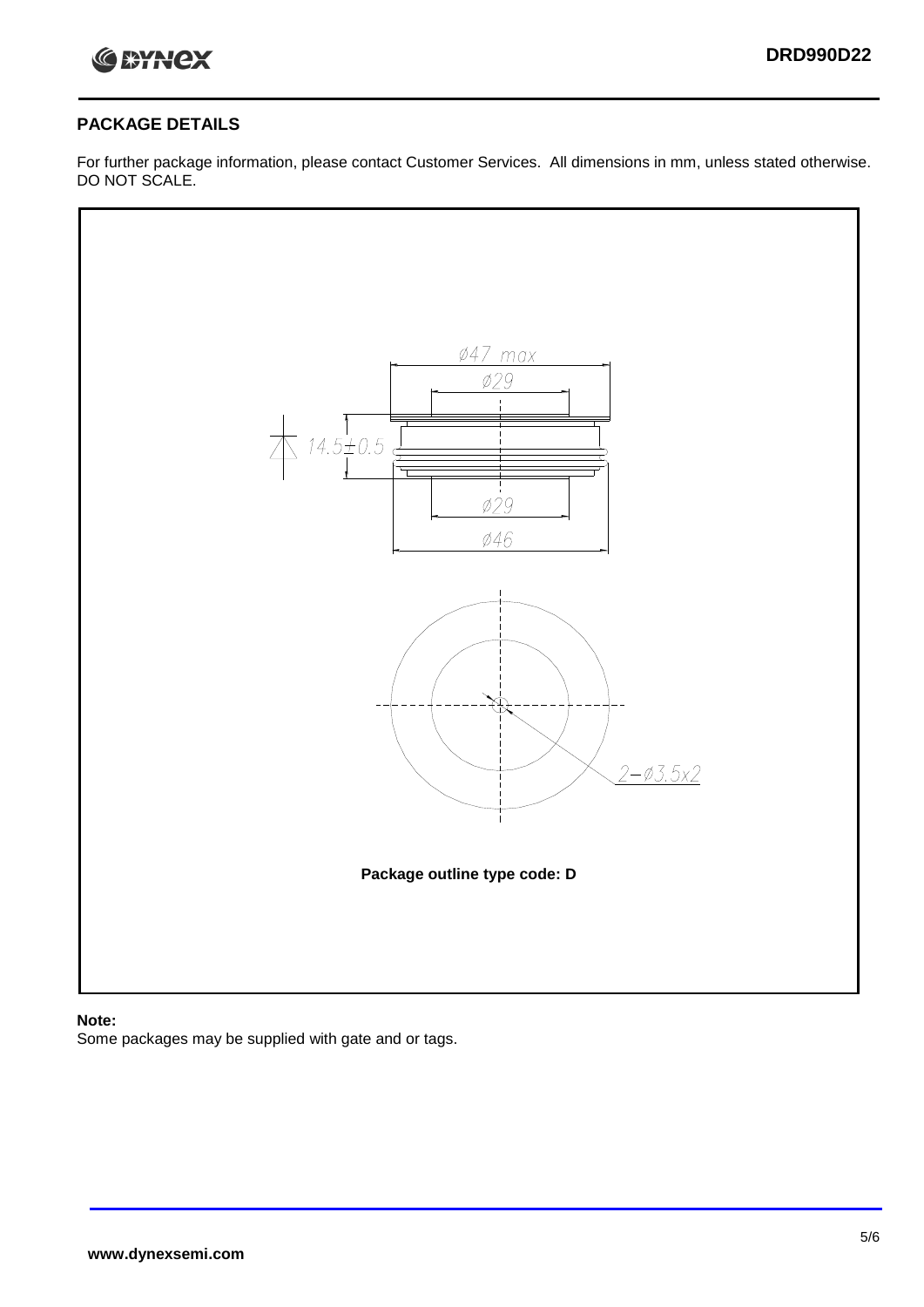## PACKAGE DETAILS

For further package information, please contact Customer Services. All dimensions in mm, unless stated otherwise. DO NOT SCALE.

Ø47 max

Ø29

14.5±0.5

Ø29

Ø46

2–Ø3.5x2

**Package outline type code: D**

**Note:**

Some packages may be supplied with gate and or tags.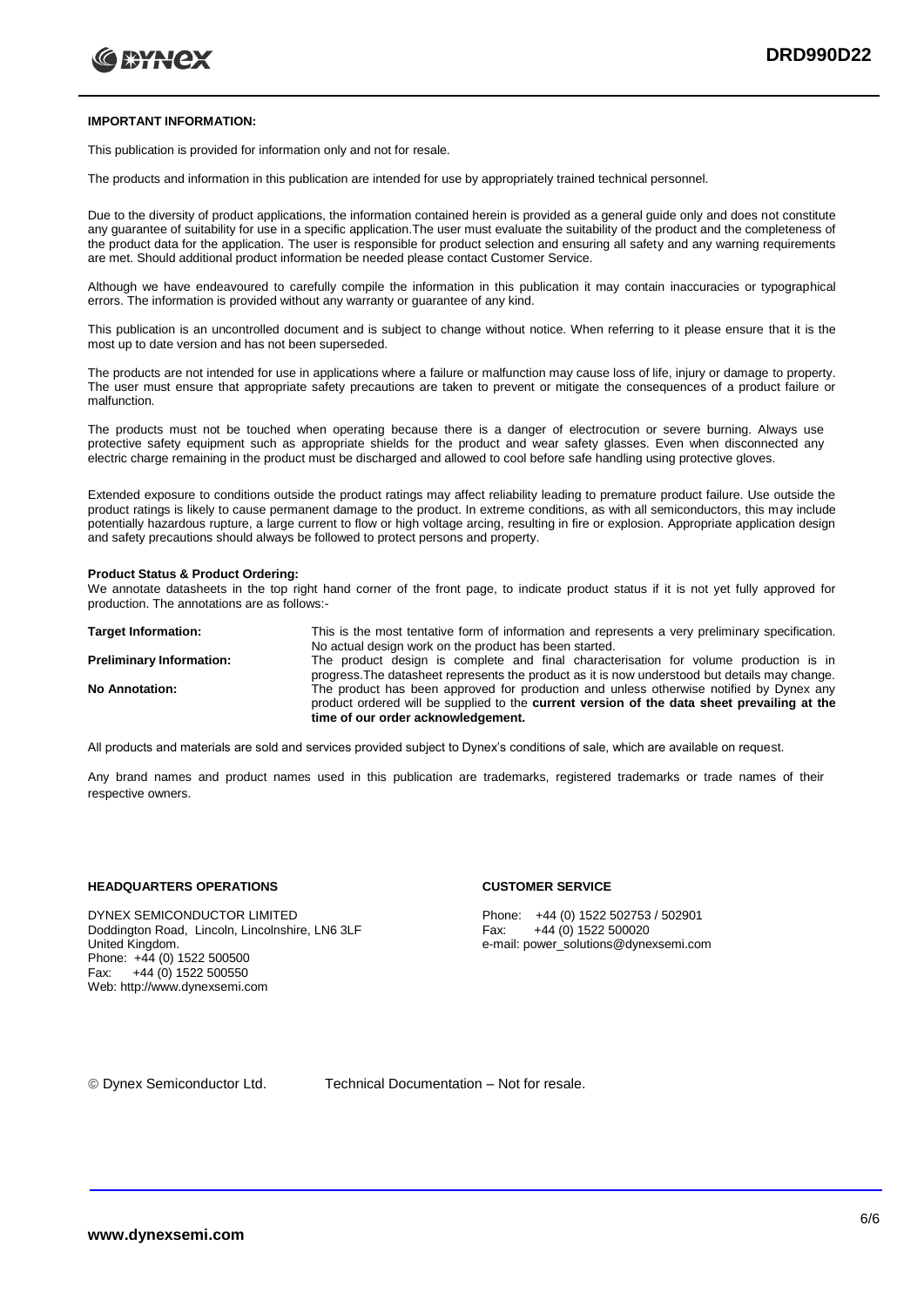**IMPORTANT INFORMATION:**

This publication is provided for information only and not for resale.

The products and information in this publication are intended for use by appropriately trained technical personnel.

Due to the diversity of product applications, the information contained herein is provided as a general guide only and does not constitute any guarantee of suitability for use in a specific application.The user must evaluate the suitability of the product and the completeness of the product data for the application. The user is responsible for product selection and ensuring all safety and any warning requirements are met. Should additional product information be needed please contact Customer Service.

Although we have endeavoured to carefully compile the information in this publication it may contain inaccuracies or typographical errors. The information is provided without any warranty or guarantee of any kind.

This publication is an uncontrolled document and is subject to change without notice. When referring to it please ensure that it is the most up to date version and has not been superseded.

The products are not intended for use in applications where a failure or malfunction may cause loss of life, injury or damage to property. The user must ensure that appropriate safety precautions are taken to prevent or mitigate the consequences of a product failure or malfunction.

The products must not be touched when operating because there is a danger of electrocution or severe burning. Always use protective safety equipment such as appropriate shields for the product and wear safety glasses. Even when disconnected any electric charge remaining in the product must be discharged and allowed to cool before safe handling using protective gloves.

Extended exposure to conditions outside the product ratings may affect reliability leading to premature product failure. Use outside the product ratings is likely to cause permanent damage to the product. In extreme conditions, as with all semiconductors, this may include potentially hazardous rupture, a large current to flow or high voltage arcing, resulting in fire or explosion. Appropriate application design and safety precautions should always be followed to protect persons and property.

**Product Status & Product Ordering:**

We annotate datasheets in the top right hand corner of the front page, to indicate product status if it is not yet fully approved for production. The annotations are as follows:-

| | |
|---|---|
| **Target Information:** | This is the most tentative form of information and represents a very preliminary specification. No actual design work on the product has been started. |
| **Preliminary Information:** | The product design is complete and final characterisation for volume production is in progress.The datasheet represents the product as it is now understood but details may change. |
| **No Annotation:** | The product has been approved for production and unless otherwise notified by Dynex any product ordered will be supplied to the **current version of the data sheet prevailing at the time of our order acknowledgement.** |

All products and materials are sold and services provided subject to Dynex's conditions of sale, which are available on request.

Any brand names and product names used in this publication are trademarks, registered trademarks or trade names of their respective owners.

**HEADQUARTERS OPERATIONS**

DYNEX SEMICONDUCTOR LIMITED
Doddington Road, Lincoln, Lincolnshire, LN6 3LF
United Kingdom.
Phone: +44 (0) 1522 500500
Fax: +44 (0) 1522 500550
Web: http://www.dynexsemi.com

**CUSTOMER SERVICE**

Phone: +44 (0) 1522 502753 / 502901
Fax: +44 (0) 1522 500020
e-mail: power_solutions@dynexsemi.com

© Dynex Semiconductor Ltd. Technical Documentation – Not for resale.